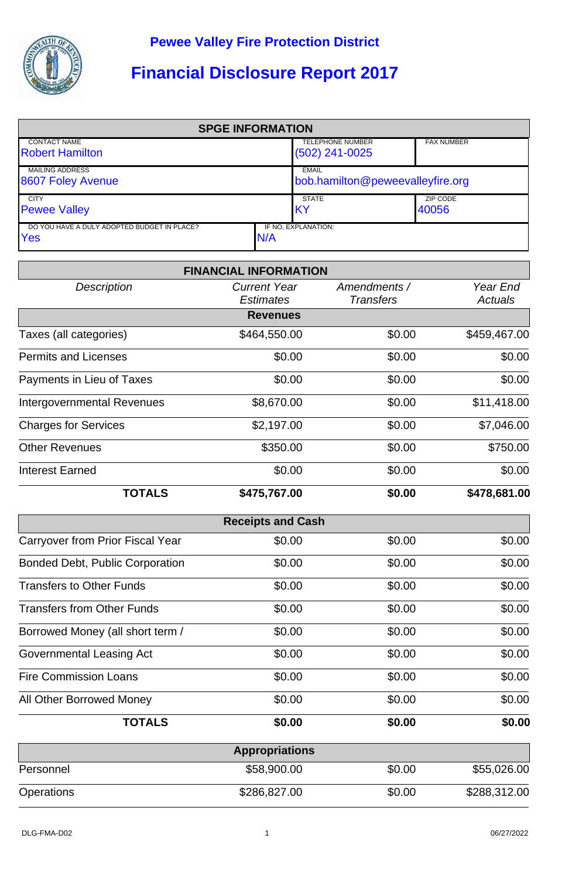# Pewee Valley Fire Protection District

# Financial Disclosure Report 2017

| SPGE INFORMATION | | | |
|---|---|---|---|
| CONTACT NAME<br>Robert Hamilton | | TELEPHONE NUMBER<br>(502) 241-0025 | FAX NUMBER |
| MAILING ADDRESS<br>8607 Foley Avenue | | EMAIL<br>bob.hamilton@peweevalleyfire.org | |
| CITY<br>Pewee Valley | | STATE<br>KY | ZIP CODE<br>40056 |
| DO YOU HAVE A DULY ADOPTED BUDGET IN PLACE?<br>Yes | IF NO, EXPLANATION:<br>N/A | | |

| FINANCIAL INFORMATION | | | |
|---|---|---|---|
| *Description* | *Current Year Estimates* | *Amendments / Transfers* | *Year End Actuals* |
| **Revenues** | | | |
| Taxes (all categories) | $464,550.00 | $0.00 | $459,467.00 |
| Permits and Licenses | $0.00 | $0.00 | $0.00 |
| Payments in Lieu of Taxes | $0.00 | $0.00 | $0.00 |
| Intergovernmental Revenues | $8,670.00 | $0.00 | $11,418.00 |
| Charges for Services | $2,197.00 | $0.00 | $7,046.00 |
| Other Revenues | $350.00 | $0.00 | $750.00 |
| Interest Earned | $0.00 | $0.00 | $0.00 |
| **TOTALS** | **$475,767.00** | **$0.00** | **$478,681.00** |
| **Receipts and Cash** | | | |
| Carryover from Prior Fiscal Year | $0.00 | $0.00 | $0.00 |
| Bonded Debt, Public Corporation | $0.00 | $0.00 | $0.00 |
| Transfers to Other Funds | $0.00 | $0.00 | $0.00 |
| Transfers from Other Funds | $0.00 | $0.00 | $0.00 |
| Borrowed Money (all short term / | $0.00 | $0.00 | $0.00 |
| Governmental Leasing Act | $0.00 | $0.00 | $0.00 |
| Fire Commission Loans | $0.00 | $0.00 | $0.00 |
| All Other Borrowed Money | $0.00 | $0.00 | $0.00 |
| **TOTALS** | **$0.00** | **$0.00** | **$0.00** |
| **Appropriations** | | | |
| Personnel | $58,900.00 | $0.00 | $55,026.00 |
| Operations | $286,827.00 | $0.00 | $288,312.00 |

DLG-FMA-D02 06/27/2022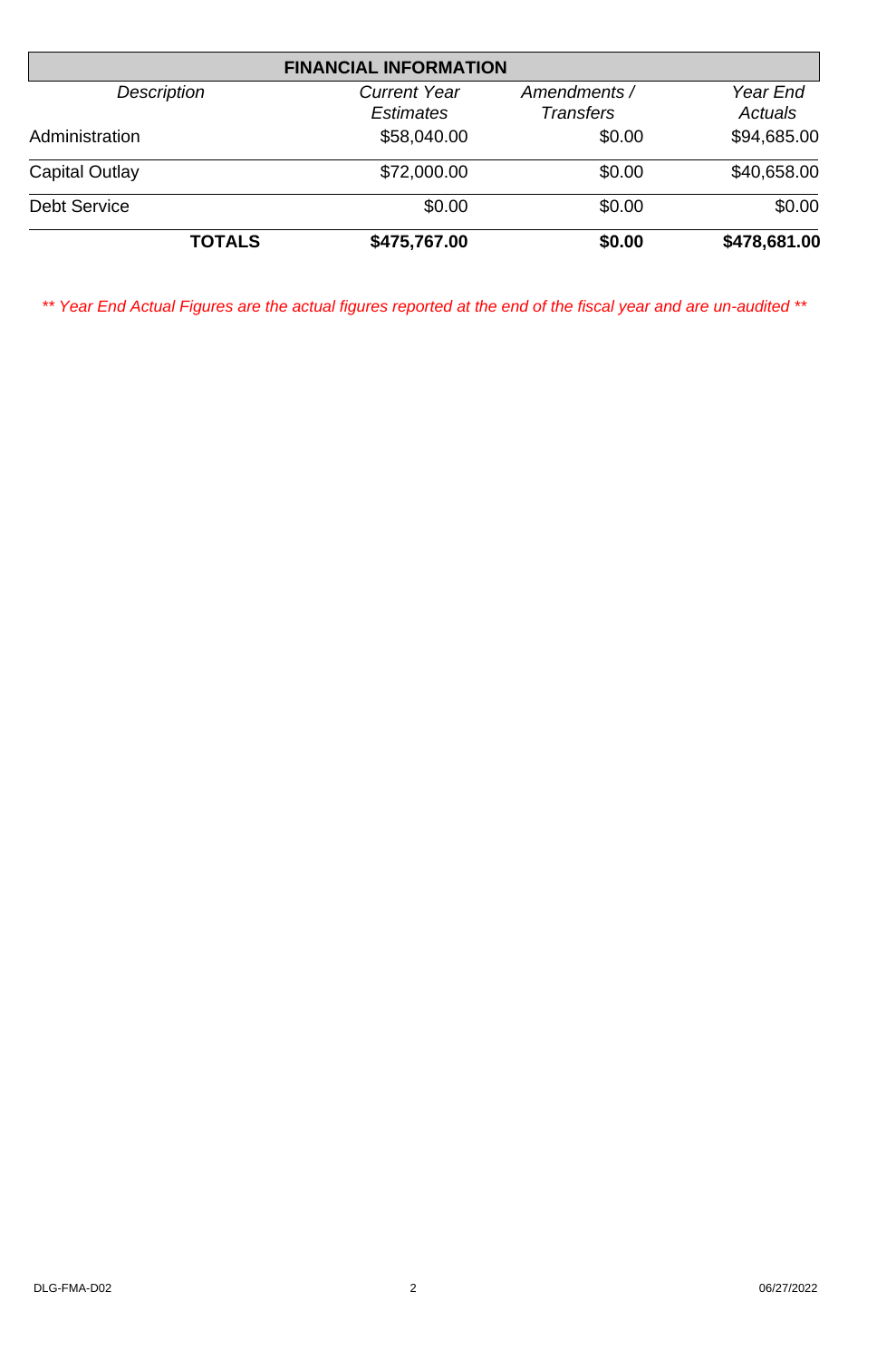| FINANCIAL INFORMATION | | | |
|---|---|---|---|
| *Description* | *Current Year Estimates* | *Amendments / Transfers* | *Year End Actuals* |
| Administration | $58,040.00 | $0.00 | $94,685.00 |
| Capital Outlay | $72,000.00 | $0.00 | $40,658.00 |
| Debt Service | $0.00 | $0.00 | $0.00 |
| **TOTALS** | **$475,767.00** | **$0.00** | **$478,681.00** |

*** Year End Actual Figures are the actual figures reported at the end of the fiscal year and are un-audited ***

DLG-FMA-D02 06/27/2022